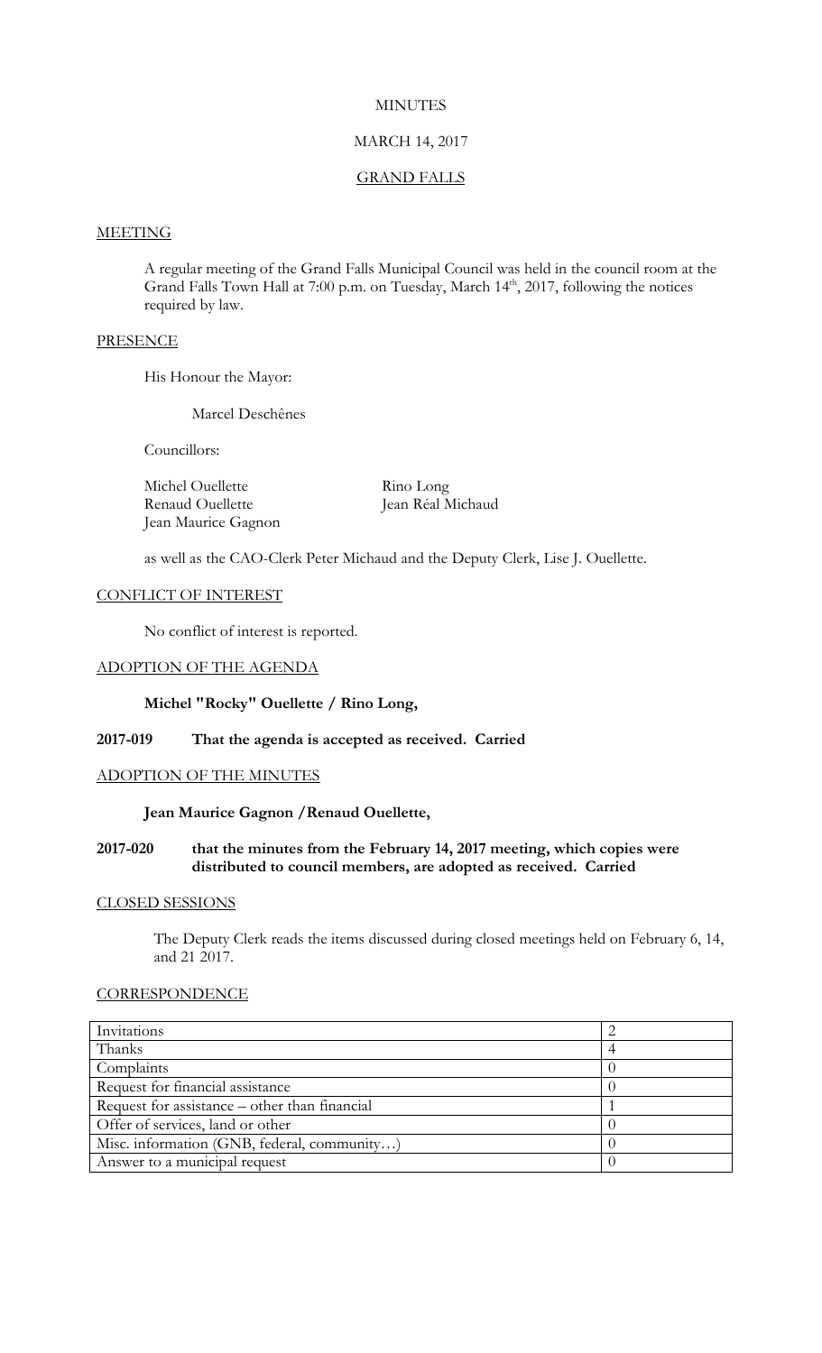# MINUTES

## MARCH 14, 2017

## GRAND FALLS

### MEETING

A regular meeting of the Grand Falls Municipal Council was held in the council room at the Grand Falls Town Hall at 7:00 p.m. on Tuesday, March 14th, 2017, following the notices required by law.

### PRESENCE

His Honour the Mayor:

Marcel Deschênes

Councillors:

Michel Ouellette
Renaud Ouellette
Jean Maurice Gagnon
Rino Long
Jean Réal Michaud

as well as the CAO-Clerk Peter Michaud and the Deputy Clerk, Lise J. Ouellette.

### CONFLICT OF INTEREST

No conflict of interest is reported.

### ADOPTION OF THE AGENDA

**Michel "Rocky" Ouellette / Rino Long,**

**2017-019 That the agenda is accepted as received. Carried**

### ADOPTION OF THE MINUTES

**Jean Maurice Gagnon /Renaud Ouellette,**

**2017-020 that the minutes from the February 14, 2017 meeting, which copies were distributed to council members, are adopted as received. Carried**

### CLOSED SESSIONS

The Deputy Clerk reads the items discussed during closed meetings held on February 6, 14, and 21 2017.

### CORRESPONDENCE

| | |
|---|---|
| Invitations | 2 |
| Thanks | 4 |
| Complaints | 0 |
| Request for financial assistance | 0 |
| Request for assistance – other than financial | 1 |
| Offer of services, land or other | 0 |
| Misc. information (GNB, federal, community…) | 0 |
| Answer to a municipal request | 0 |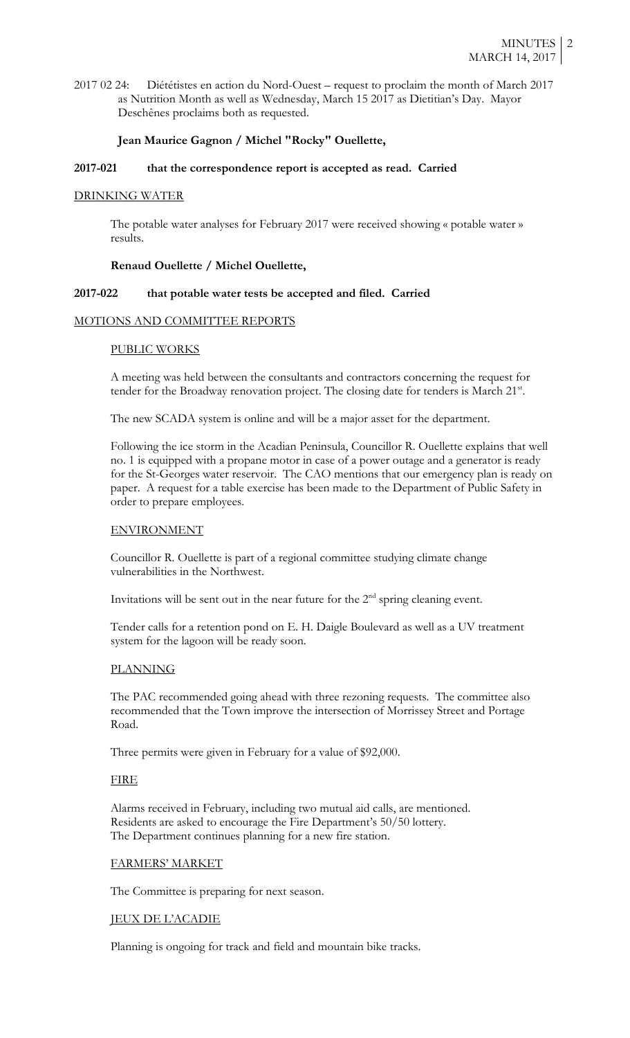2017 02 24: Diététistes en action du Nord-Ouest – request to proclaim the month of March 2017 as Nutrition Month as well as Wednesday, March 15 2017 as Dietitian's Day. Mayor Deschênes proclaims both as requested.

**Jean Maurice Gagnon / Michel "Rocky" Ouellette,**

**2017-021 that the correspondence report is accepted as read. Carried**

## DRINKING WATER

The potable water analyses for February 2017 were received showing « potable water » results.

**Renaud Ouellette / Michel Ouellette,**

**2017-022 that potable water tests be accepted and filed. Carried**

## MOTIONS AND COMMITTEE REPORTS

### PUBLIC WORKS

A meeting was held between the consultants and contractors concerning the request for tender for the Broadway renovation project. The closing date for tenders is March 21st.

The new SCADA system is online and will be a major asset for the department.

Following the ice storm in the Acadian Peninsula, Councillor R. Ouellette explains that well no. 1 is equipped with a propane motor in case of a power outage and a generator is ready for the St-Georges water reservoir. The CAO mentions that our emergency plan is ready on paper. A request for a table exercise has been made to the Department of Public Safety in order to prepare employees.

### ENVIRONMENT

Councillor R. Ouellette is part of a regional committee studying climate change vulnerabilities in the Northwest.

Invitations will be sent out in the near future for the 2nd spring cleaning event.

Tender calls for a retention pond on E. H. Daigle Boulevard as well as a UV treatment system for the lagoon will be ready soon.

### PLANNING

The PAC recommended going ahead with three rezoning requests. The committee also recommended that the Town improve the intersection of Morrissey Street and Portage Road.

Three permits were given in February for a value of $92,000.

### FIRE

Alarms received in February, including two mutual aid calls, are mentioned.
Residents are asked to encourage the Fire Department's 50/50 lottery.
The Department continues planning for a new fire station.

### FARMERS' MARKET

The Committee is preparing for next season.

### JEUX DE L'ACADIE

Planning is ongoing for track and field and mountain bike tracks.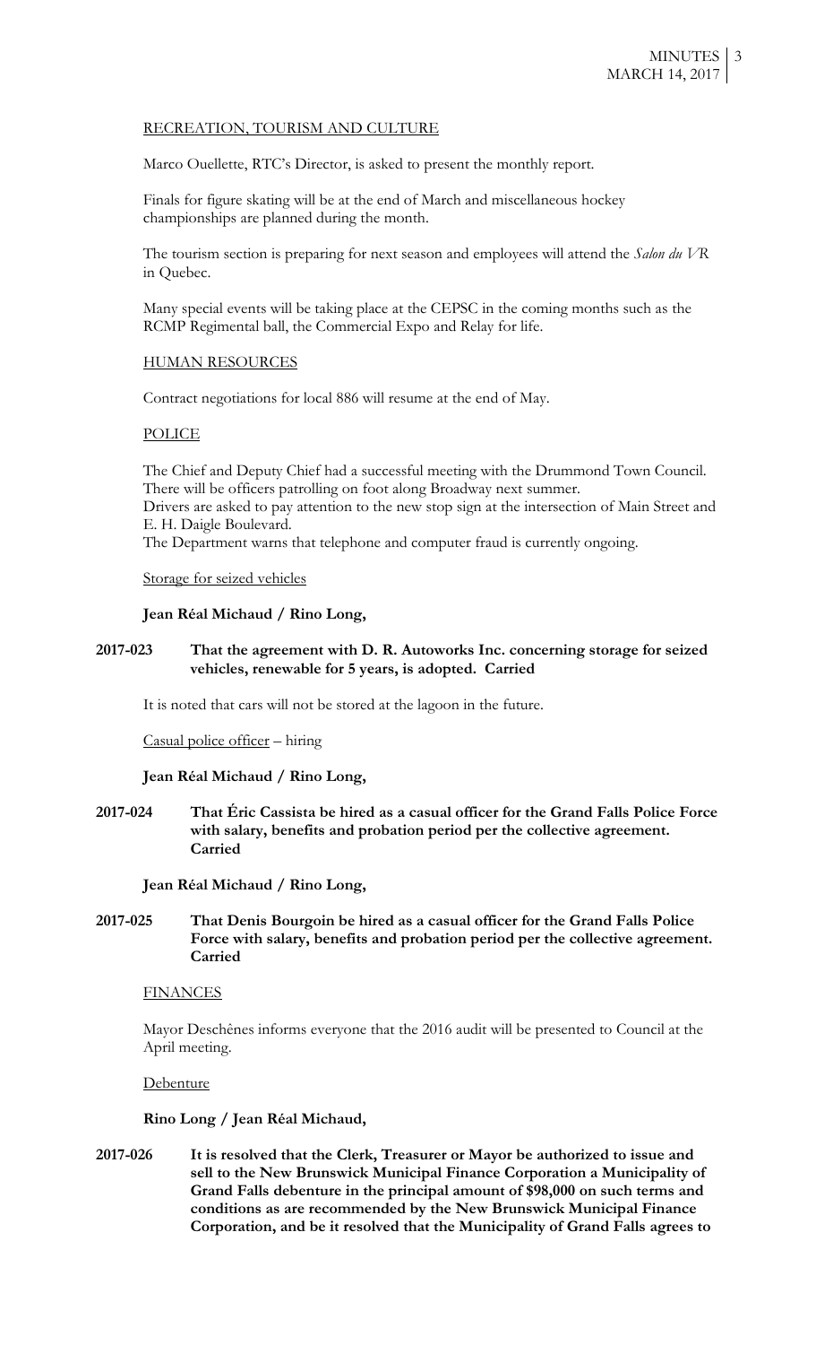RECREATION, TOURISM AND CULTURE

Marco Ouellette, RTC's Director, is asked to present the monthly report.

Finals for figure skating will be at the end of March and miscellaneous hockey championships are planned during the month.

The tourism section is preparing for next season and employees will attend the *Salon du VR* in Quebec.

Many special events will be taking place at the CEPSC in the coming months such as the RCMP Regimental ball, the Commercial Expo and Relay for life.

HUMAN RESOURCES

Contract negotiations for local 886 will resume at the end of May.

POLICE

The Chief and Deputy Chief had a successful meeting with the Drummond Town Council. There will be officers patrolling on foot along Broadway next summer.
Drivers are asked to pay attention to the new stop sign at the intersection of Main Street and E. H. Daigle Boulevard.
The Department warns that telephone and computer fraud is currently ongoing.

Storage for seized vehicles

**Jean Réal Michaud / Rino Long,**

**2017-023 That the agreement with D. R. Autoworks Inc. concerning storage for seized vehicles, renewable for 5 years, is adopted. Carried**

It is noted that cars will not be stored at the lagoon in the future.

Casual police officer – hiring

**Jean Réal Michaud / Rino Long,**

**2017-024 That Éric Cassista be hired as a casual officer for the Grand Falls Police Force with salary, benefits and probation period per the collective agreement. Carried**

**Jean Réal Michaud / Rino Long,**

**2017-025 That Denis Bourgoin be hired as a casual officer for the Grand Falls Police Force with salary, benefits and probation period per the collective agreement. Carried**

FINANCES

Mayor Deschênes informs everyone that the 2016 audit will be presented to Council at the April meeting.

Debenture

**Rino Long / Jean Réal Michaud,**

**2017-026 It is resolved that the Clerk, Treasurer or Mayor be authorized to issue and sell to the New Brunswick Municipal Finance Corporation a Municipality of Grand Falls debenture in the principal amount of $98,000 on such terms and conditions as are recommended by the New Brunswick Municipal Finance Corporation, and be it resolved that the Municipality of Grand Falls agrees to**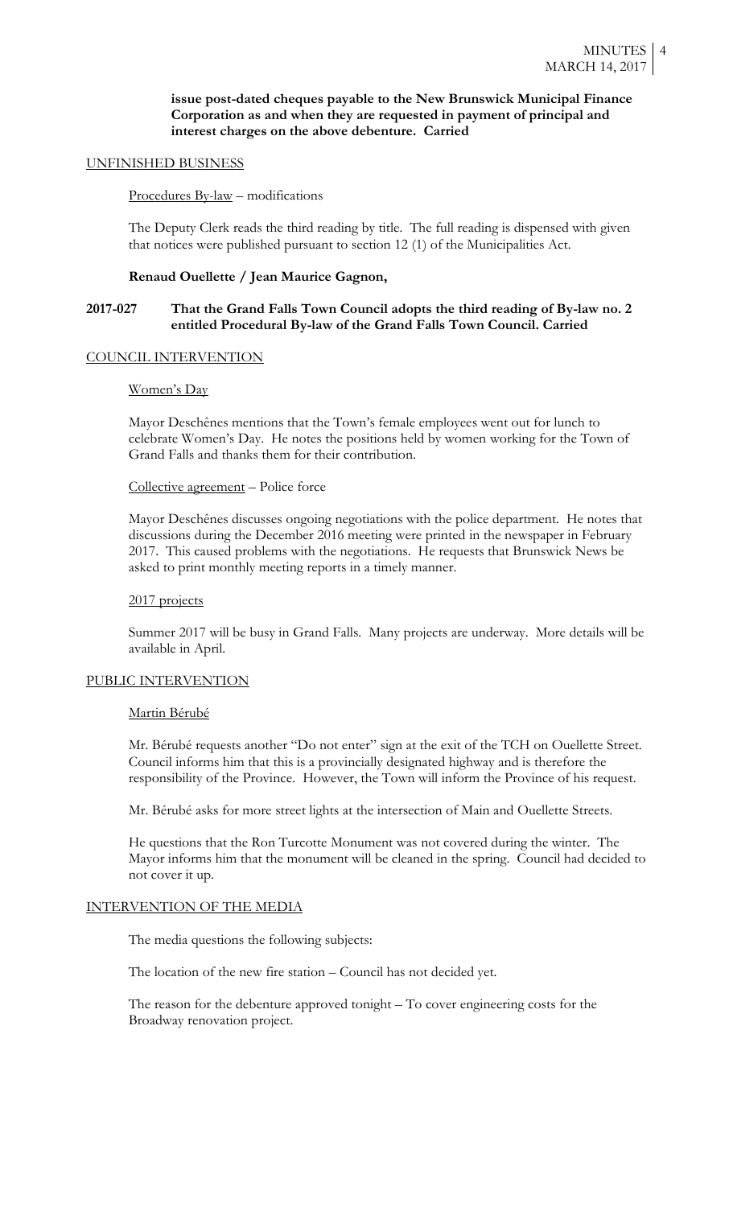**issue post-dated cheques payable to the New Brunswick Municipal Finance Corporation as and when they are requested in payment of principal and interest charges on the above debenture. Carried**

## UNFINISHED BUSINESS

Procedures By-law – modifications

The Deputy Clerk reads the third reading by title. The full reading is dispensed with given that notices were published pursuant to section 12 (1) of the Municipalities Act.

**Renaud Ouellette / Jean Maurice Gagnon,**

**2017-027 That the Grand Falls Town Council adopts the third reading of By-law no. 2 entitled Procedural By-law of the Grand Falls Town Council. Carried**

## COUNCIL INTERVENTION

Women's Day

Mayor Deschênes mentions that the Town's female employees went out for lunch to celebrate Women's Day. He notes the positions held by women working for the Town of Grand Falls and thanks them for their contribution.

Collective agreement – Police force

Mayor Deschênes discusses ongoing negotiations with the police department. He notes that discussions during the December 2016 meeting were printed in the newspaper in February 2017. This caused problems with the negotiations. He requests that Brunswick News be asked to print monthly meeting reports in a timely manner.

2017 projects

Summer 2017 will be busy in Grand Falls. Many projects are underway. More details will be available in April.

## PUBLIC INTERVENTION

Martin Bérubé

Mr. Bérubé requests another "Do not enter" sign at the exit of the TCH on Ouellette Street. Council informs him that this is a provincially designated highway and is therefore the responsibility of the Province. However, the Town will inform the Province of his request.

Mr. Bérubé asks for more street lights at the intersection of Main and Ouellette Streets.

He questions that the Ron Turcotte Monument was not covered during the winter. The Mayor informs him that the monument will be cleaned in the spring. Council had decided to not cover it up.

## INTERVENTION OF THE MEDIA

The media questions the following subjects:

The location of the new fire station – Council has not decided yet.

The reason for the debenture approved tonight – To cover engineering costs for the Broadway renovation project.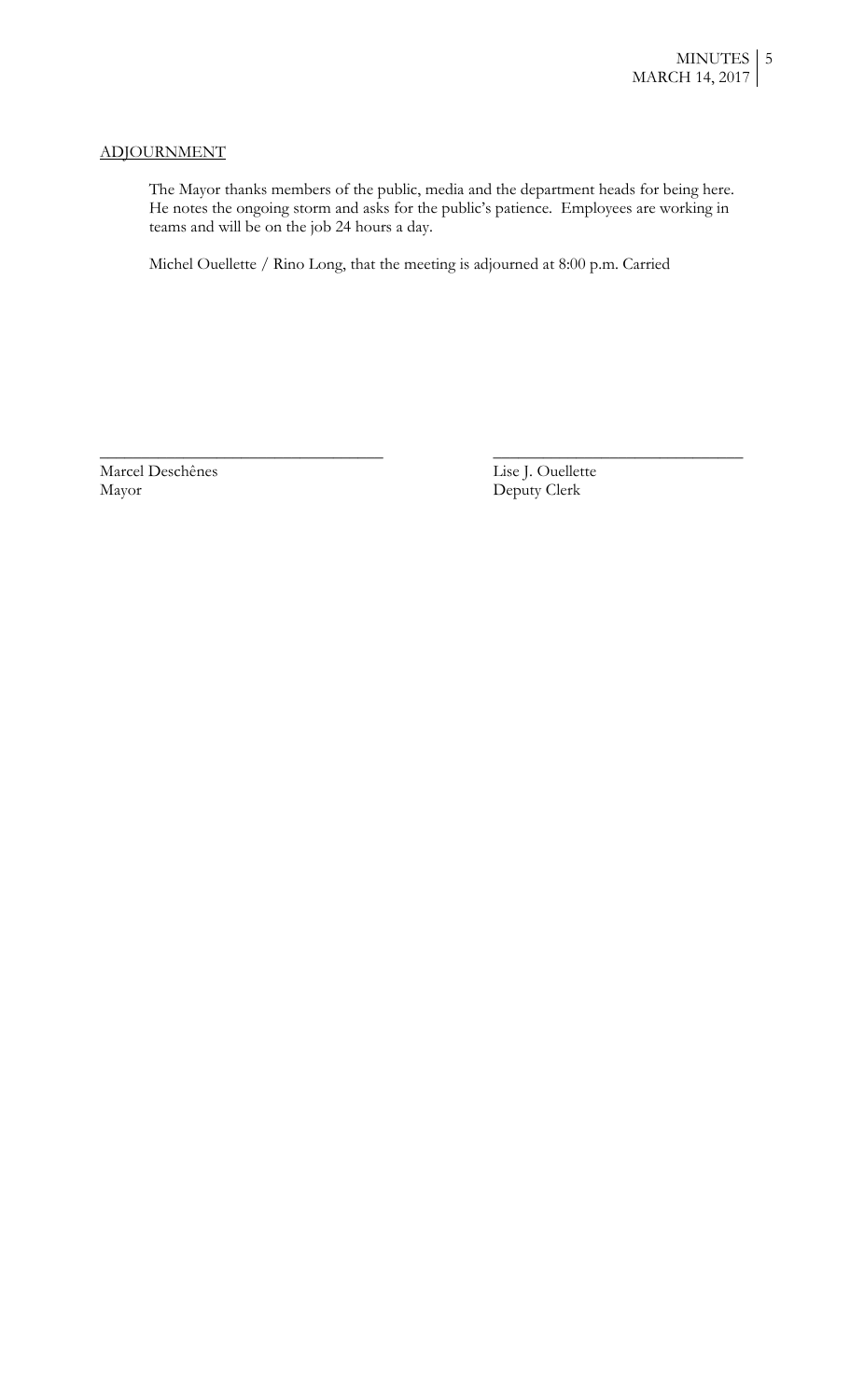## ADJOURNMENT

The Mayor thanks members of the public, media and the department heads for being here. He notes the ongoing storm and asks for the public's patience. Employees are working in teams and will be on the job 24 hours a day.

Michel Ouellette / Rino Long, that the meeting is adjourned at 8:00 p.m. Carried

| | |
|---|---|
| \_\_\_\_\_\_\_\_\_\_\_\_\_\_\_\_\_\_\_\_\_\_\_\_\_\_\_\_\_\_ | \_\_\_\_\_\_\_\_\_\_\_\_\_\_\_\_\_\_\_\_\_\_\_\_\_\_\_\_\_\_ |
| Marcel Deschênes | Lise J. Ouellette |
| Mayor | Deputy Clerk |